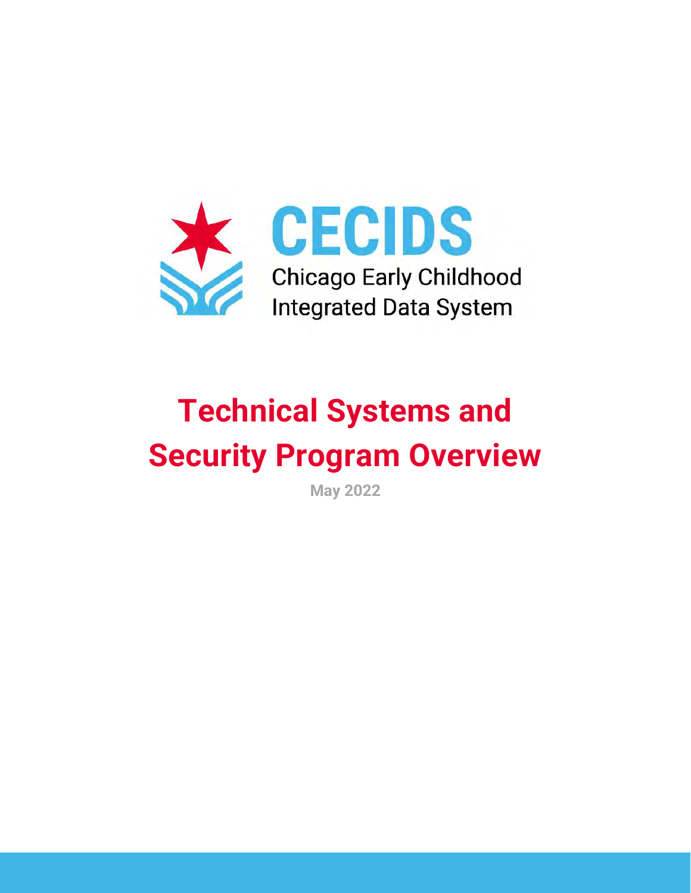CECIDS

Chicago Early Childhood Integrated Data System

# Technical Systems and Security Program Overview

May 2022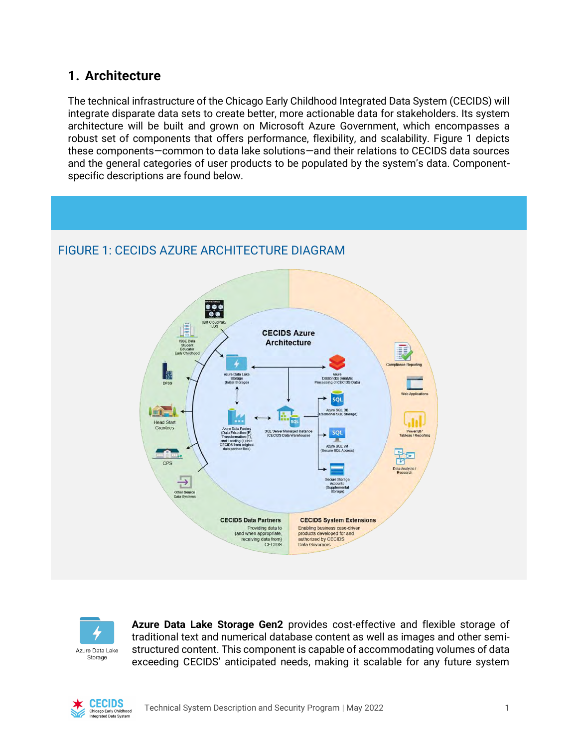## 1. Architecture

The technical infrastructure of the Chicago Early Childhood Integrated Data System (CECIDS) will integrate disparate data sets to create better, more actionable data for stakeholders. Its system architecture will be built and grown on Microsoft Azure Government, which encompasses a robust set of components that offers performance, flexibility, and scalability. Figure 1 depicts these components—common to data lake solutions—and their relations to CECIDS data sources and the general categories of user products to be populated by the system's data. Component-specific descriptions are found below.

FIGURE 1: CECIDS AZURE ARCHITECTURE DIAGRAM

Azure Data Lake Storage

**Azure Data Lake Storage Gen2** provides cost-effective and flexible storage of traditional text and numerical database content as well as images and other semi-structured content. This component is capable of accommodating volumes of data exceeding CECIDS' anticipated needs, making it scalable for any future system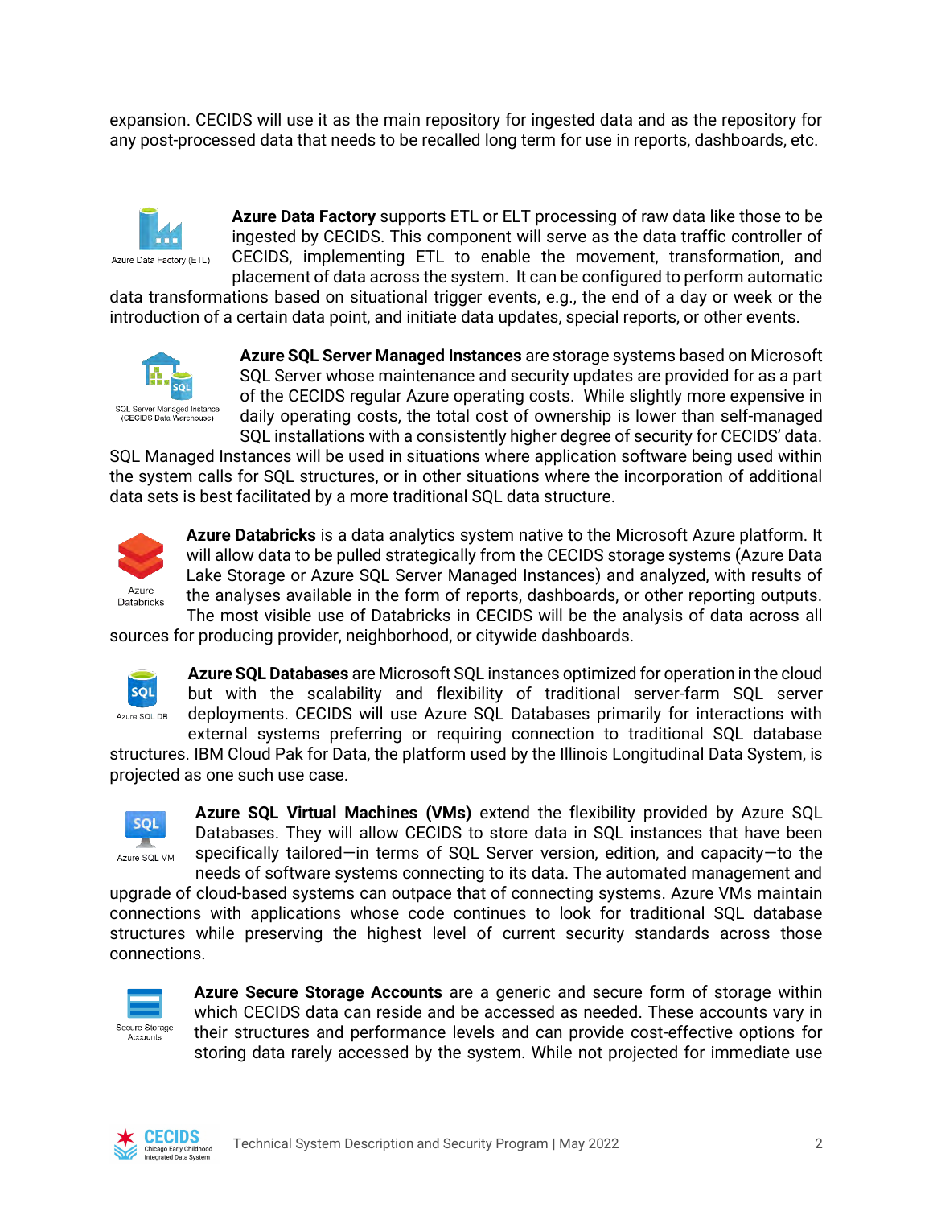expansion. CECIDS will use it as the main repository for ingested data and as the repository for any post-processed data that needs to be recalled long term for use in reports, dashboards, etc.

Azure Data Factory (ETL)

**Azure Data Factory** supports ETL or ELT processing of raw data like those to be ingested by CECIDS. This component will serve as the data traffic controller of CECIDS, implementing ETL to enable the movement, transformation, and placement of data across the system. It can be configured to perform automatic data transformations based on situational trigger events, e.g., the end of a day or week or the introduction of a certain data point, and initiate data updates, special reports, or other events.

SQL Server Managed Instance (CECIDS Data Warehouse)

**Azure SQL Server Managed Instances** are storage systems based on Microsoft SQL Server whose maintenance and security updates are provided for as a part of the CECIDS regular Azure operating costs. While slightly more expensive in daily operating costs, the total cost of ownership is lower than self-managed SQL installations with a consistently higher degree of security for CECIDS' data. SQL Managed Instances will be used in situations where application software being used within the system calls for SQL structures, or in other situations where the incorporation of additional data sets is best facilitated by a more traditional SQL data structure.

Azure Databricks

**Azure Databricks** is a data analytics system native to the Microsoft Azure platform. It will allow data to be pulled strategically from the CECIDS storage systems (Azure Data Lake Storage or Azure SQL Server Managed Instances) and analyzed, with results of the analyses available in the form of reports, dashboards, or other reporting outputs. The most visible use of Databricks in CECIDS will be the analysis of data across all sources for producing provider, neighborhood, or citywide dashboards.

Azure SQL DB

**Azure SQL Databases** are Microsoft SQL instances optimized for operation in the cloud but with the scalability and flexibility of traditional server-farm SQL server deployments. CECIDS will use Azure SQL Databases primarily for interactions with external systems preferring or requiring connection to traditional SQL database structures. IBM Cloud Pak for Data, the platform used by the Illinois Longitudinal Data System, is projected as one such use case.

Azure SQL VM

**Azure SQL Virtual Machines (VMs)** extend the flexibility provided by Azure SQL Databases. They will allow CECIDS to store data in SQL instances that have been specifically tailored—in terms of SQL Server version, edition, and capacity—to the needs of software systems connecting to its data. The automated management and upgrade of cloud-based systems can outpace that of connecting systems. Azure VMs maintain connections with applications whose code continues to look for traditional SQL database structures while preserving the highest level of current security standards across those connections.

Secure Storage Accounts

**Azure Secure Storage Accounts** are a generic and secure form of storage within which CECIDS data can reside and be accessed as needed. These accounts vary in their structures and performance levels and can provide cost-effective options for storing data rarely accessed by the system. While not projected for immediate use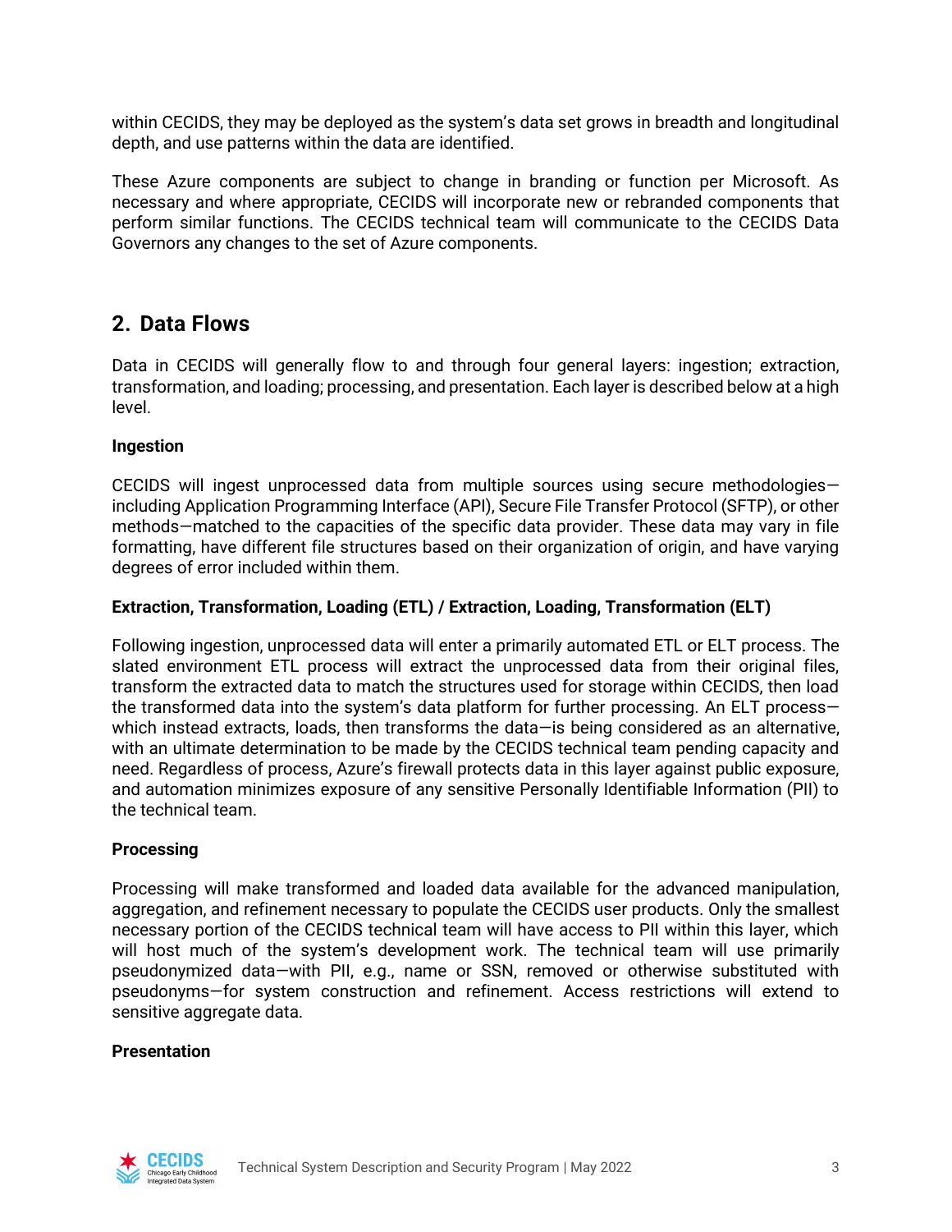within CECIDS, they may be deployed as the system's data set grows in breadth and longitudinal depth, and use patterns within the data are identified.

These Azure components are subject to change in branding or function per Microsoft. As necessary and where appropriate, CECIDS will incorporate new or rebranded components that perform similar functions. The CECIDS technical team will communicate to the CECIDS Data Governors any changes to the set of Azure components.

## 2. Data Flows

Data in CECIDS will generally flow to and through four general layers: ingestion; extraction, transformation, and loading; processing, and presentation. Each layer is described below at a high level.

**Ingestion**

CECIDS will ingest unprocessed data from multiple sources using secure methodologies—including Application Programming Interface (API), Secure File Transfer Protocol (SFTP), or other methods—matched to the capacities of the specific data provider. These data may vary in file formatting, have different file structures based on their organization of origin, and have varying degrees of error included within them.

**Extraction, Transformation, Loading (ETL) / Extraction, Loading, Transformation (ELT)**

Following ingestion, unprocessed data will enter a primarily automated ETL or ELT process. The slated environment ETL process will extract the unprocessed data from their original files, transform the extracted data to match the structures used for storage within CECIDS, then load the transformed data into the system's data platform for further processing. An ELT process—which instead extracts, loads, then transforms the data—is being considered as an alternative, with an ultimate determination to be made by the CECIDS technical team pending capacity and need. Regardless of process, Azure's firewall protects data in this layer against public exposure, and automation minimizes exposure of any sensitive Personally Identifiable Information (PII) to the technical team.

**Processing**

Processing will make transformed and loaded data available for the advanced manipulation, aggregation, and refinement necessary to populate the CECIDS user products. Only the smallest necessary portion of the CECIDS technical team will have access to PII within this layer, which will host much of the system's development work. The technical team will use primarily pseudonymized data—with PII, e.g., name or SSN, removed or otherwise substituted with pseudonyms—for system construction and refinement. Access restrictions will extend to sensitive aggregate data.

**Presentation**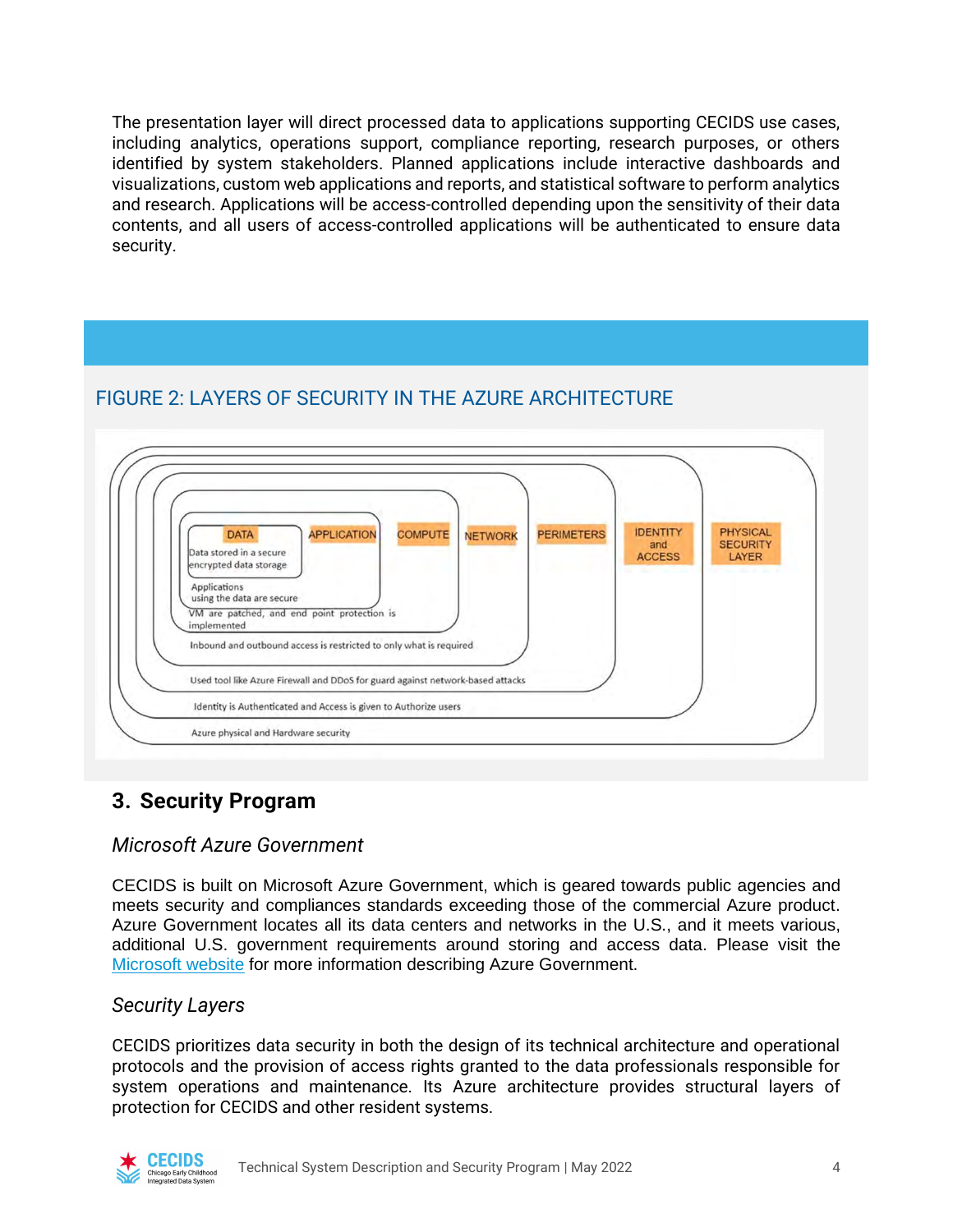The presentation layer will direct processed data to applications supporting CECIDS use cases, including analytics, operations support, compliance reporting, research purposes, or others identified by system stakeholders. Planned applications include interactive dashboards and visualizations, custom web applications and reports, and statistical software to perform analytics and research. Applications will be access-controlled depending upon the sensitivity of their data contents, and all users of access-controlled applications will be authenticated to ensure data security.

FIGURE 2: LAYERS OF SECURITY IN THE AZURE ARCHITECTURE

DATA — Data stored in a secure encrypted data storage

APPLICATION — Applications using the data are secure

COMPUTE — VM are patched, and end point protection is implemented

NETWORK — Inbound and outbound access is restricted to only what is required

PERIMETERS — Used tool like Azure Firewall and DDoS for guard against network-based attacks

IDENTITY and ACCESS — Identity is Authenticated and Access is given to Authorize users

PHYSICAL SECURITY LAYER — Azure physical and Hardware security

## 3. Security Program

### *Microsoft Azure Government*

CECIDS is built on Microsoft Azure Government, which is geared towards public agencies and meets security and compliances standards exceeding those of the commercial Azure product. Azure Government locates all its data centers and networks in the U.S., and it meets various, additional U.S. government requirements around storing and access data. Please visit the Microsoft website for more information describing Azure Government.

### *Security Layers*

CECIDS prioritizes data security in both the design of its technical architecture and operational protocols and the provision of access rights granted to the data professionals responsible for system operations and maintenance. Its Azure architecture provides structural layers of protection for CECIDS and other resident systems.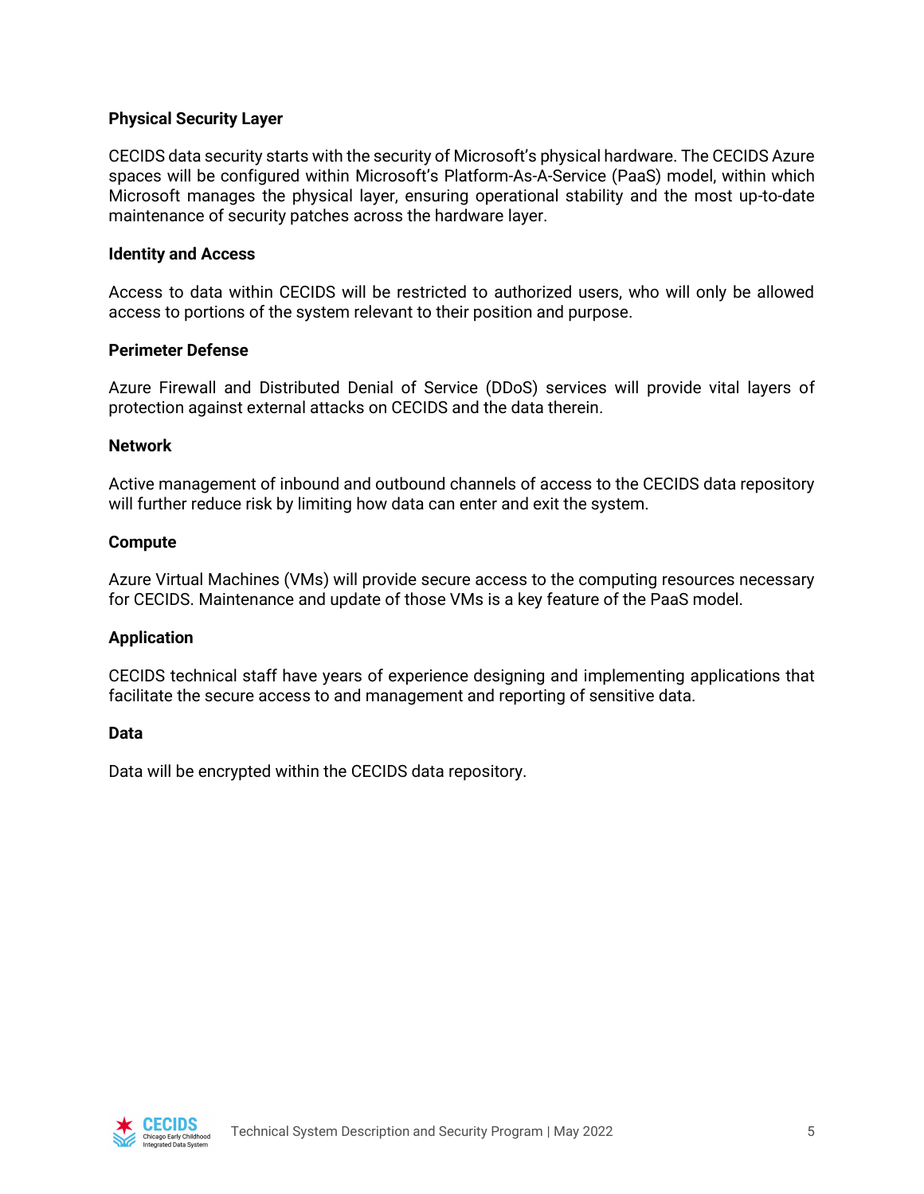**Physical Security Layer**

CECIDS data security starts with the security of Microsoft's physical hardware. The CECIDS Azure spaces will be configured within Microsoft's Platform-As-A-Service (PaaS) model, within which Microsoft manages the physical layer, ensuring operational stability and the most up-to-date maintenance of security patches across the hardware layer.

**Identity and Access**

Access to data within CECIDS will be restricted to authorized users, who will only be allowed access to portions of the system relevant to their position and purpose.

**Perimeter Defense**

Azure Firewall and Distributed Denial of Service (DDoS) services will provide vital layers of protection against external attacks on CECIDS and the data therein.

**Network**

Active management of inbound and outbound channels of access to the CECIDS data repository will further reduce risk by limiting how data can enter and exit the system.

**Compute**

Azure Virtual Machines (VMs) will provide secure access to the computing resources necessary for CECIDS. Maintenance and update of those VMs is a key feature of the PaaS model.

**Application**

CECIDS technical staff have years of experience designing and implementing applications that facilitate the secure access to and management and reporting of sensitive data.

**Data**

Data will be encrypted within the CECIDS data repository.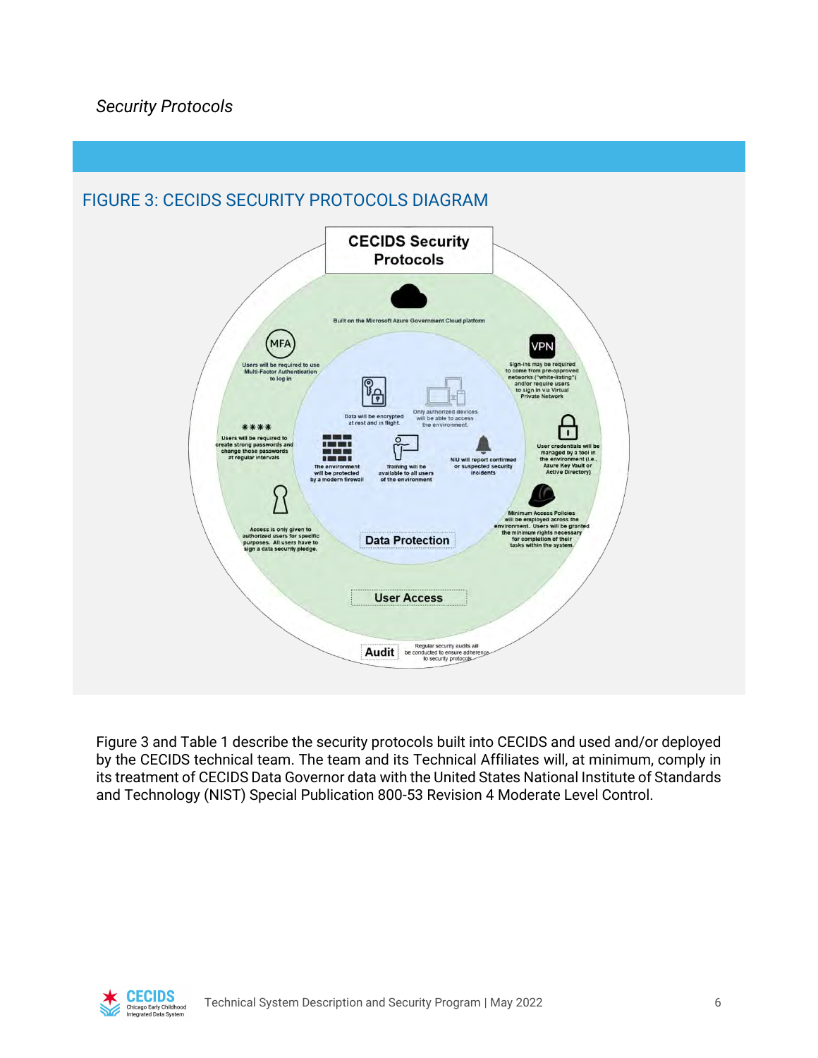*Security Protocols*

FIGURE 3: CECIDS SECURITY PROTOCOLS DIAGRAM

CECIDS Security Protocols

Built on the Microsoft Azure Government Cloud platform

MFA

Users will be required to use Multi-Factor Authentication to log in

VPN

Sign-ins may be required to come from pre-approved networks ("white-listing") and/or require users to sign in via Virtual Private Network

Data will be encrypted at rest and in flight

Only authorized devices will be able to access the environment.

****

Users will be required to create strong passwords and change those passwords at regular intervals

The environment will be protected by a modern firewall

Training will be available to all users of the environment

NIU will report confirmed or suspected security incidents

User credentials will be managed by a tool in the environment (i.e., Azure Key Vault or Active Directory)

Access is only given to authorized users for specific purposes. All users have to sign a data security pledge.

Minimum Access Policies will be employed across the environment. Users will be granted the minimum rights necessary for completion of their tasks within the system.

Data Protection

User Access

Audit

Regular security audits will be conducted to ensure adherence to security protocols

Figure 3 and Table 1 describe the security protocols built into CECIDS and used and/or deployed by the CECIDS technical team. The team and its Technical Affiliates will, at minimum, comply in its treatment of CECIDS Data Governor data with the United States National Institute of Standards and Technology (NIST) Special Publication 800-53 Revision 4 Moderate Level Control.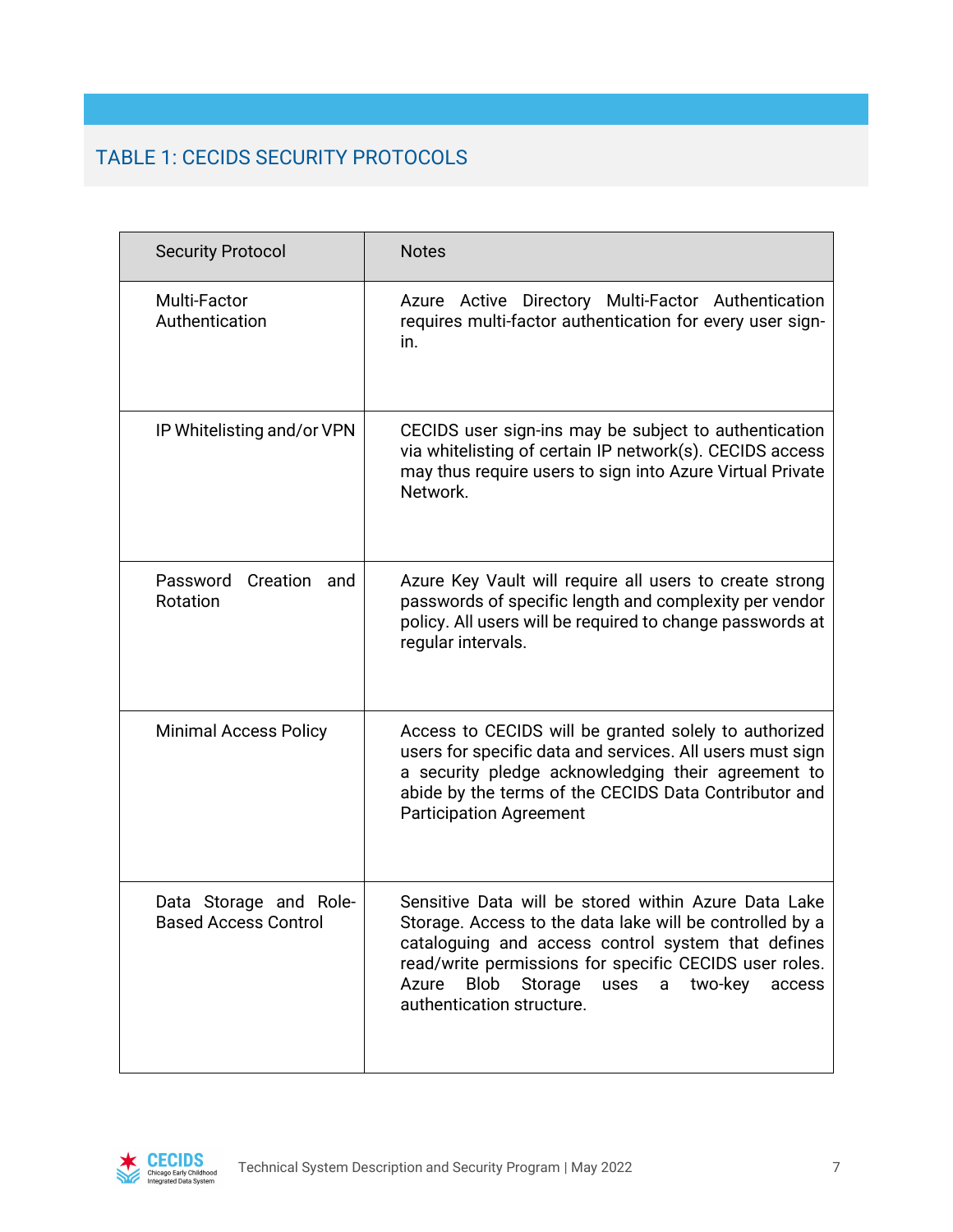## TABLE 1: CECIDS SECURITY PROTOCOLS

| Security Protocol | Notes |
|---|---|
| Multi-Factor Authentication | Azure Active Directory Multi-Factor Authentication requires multi-factor authentication for every user sign-in. |
| IP Whitelisting and/or VPN | CECIDS user sign-ins may be subject to authentication via whitelisting of certain IP network(s). CECIDS access may thus require users to sign into Azure Virtual Private Network. |
| Password Creation and Rotation | Azure Key Vault will require all users to create strong passwords of specific length and complexity per vendor policy. All users will be required to change passwords at regular intervals. |
| Minimal Access Policy | Access to CECIDS will be granted solely to authorized users for specific data and services. All users must sign a security pledge acknowledging their agreement to abide by the terms of the CECIDS Data Contributor and Participation Agreement |
| Data Storage and Role-Based Access Control | Sensitive Data will be stored within Azure Data Lake Storage. Access to the data lake will be controlled by a cataloguing and access control system that defines read/write permissions for specific CECIDS user roles. Azure Blob Storage uses a two-key access authentication structure. |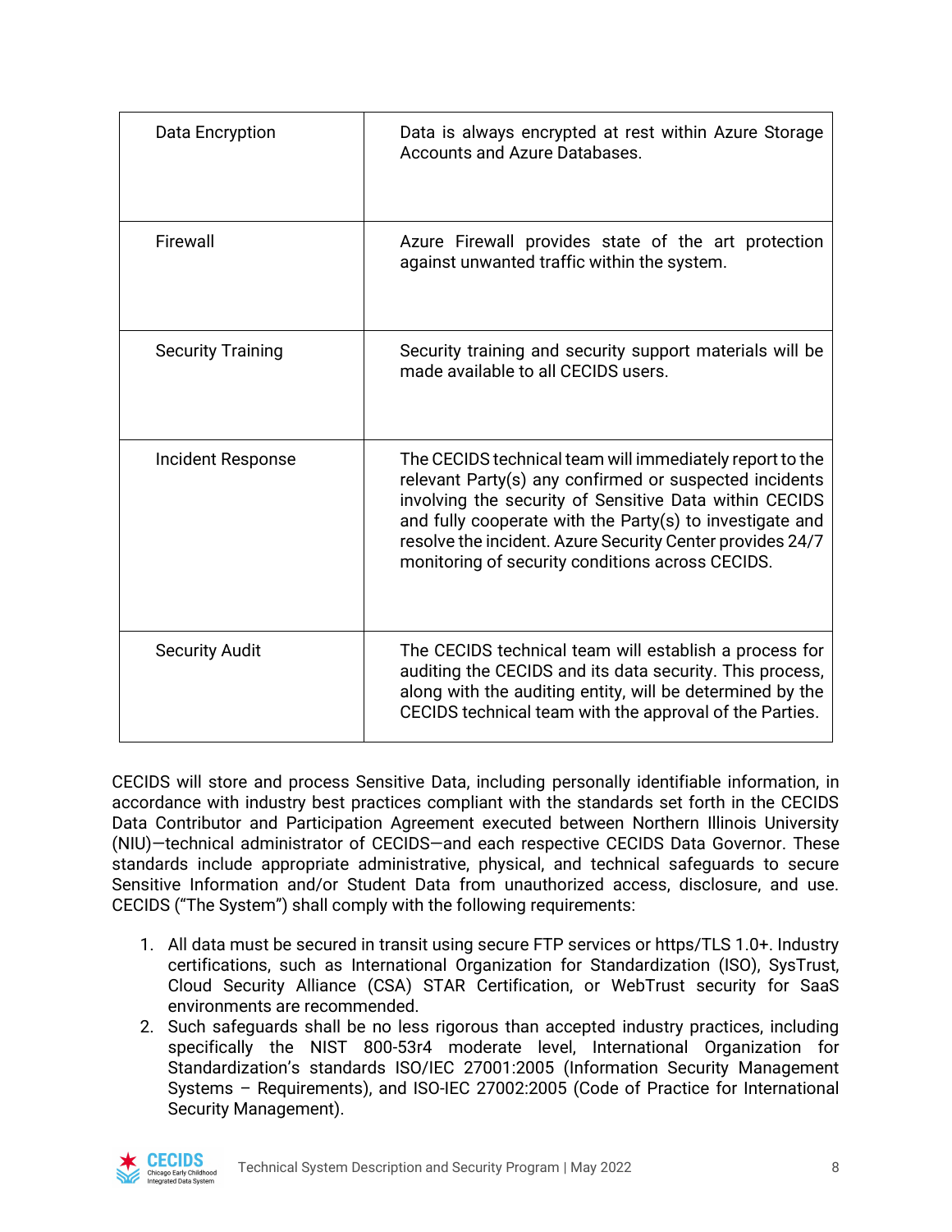| | |
|---|---|
| Data Encryption | Data is always encrypted at rest within Azure Storage Accounts and Azure Databases. |
| Firewall | Azure Firewall provides state of the art protection against unwanted traffic within the system. |
| Security Training | Security training and security support materials will be made available to all CECIDS users. |
| Incident Response | The CECIDS technical team will immediately report to the relevant Party(s) any confirmed or suspected incidents involving the security of Sensitive Data within CECIDS and fully cooperate with the Party(s) to investigate and resolve the incident. Azure Security Center provides 24/7 monitoring of security conditions across CECIDS. |
| Security Audit | The CECIDS technical team will establish a process for auditing the CECIDS and its data security. This process, along with the auditing entity, will be determined by the CECIDS technical team with the approval of the Parties. |

CECIDS will store and process Sensitive Data, including personally identifiable information, in accordance with industry best practices compliant with the standards set forth in the CECIDS Data Contributor and Participation Agreement executed between Northern Illinois University (NIU)—technical administrator of CECIDS—and each respective CECIDS Data Governor. These standards include appropriate administrative, physical, and technical safeguards to secure Sensitive Information and/or Student Data from unauthorized access, disclosure, and use. CECIDS ("The System") shall comply with the following requirements:

1. All data must be secured in transit using secure FTP services or https/TLS 1.0+. Industry certifications, such as International Organization for Standardization (ISO), SysTrust, Cloud Security Alliance (CSA) STAR Certification, or WebTrust security for SaaS environments are recommended.
2. Such safeguards shall be no less rigorous than accepted industry practices, including specifically the NIST 800-53r4 moderate level, International Organization for Standardization's standards ISO/IEC 27001:2005 (Information Security Management Systems – Requirements), and ISO-IEC 27002:2005 (Code of Practice for International Security Management).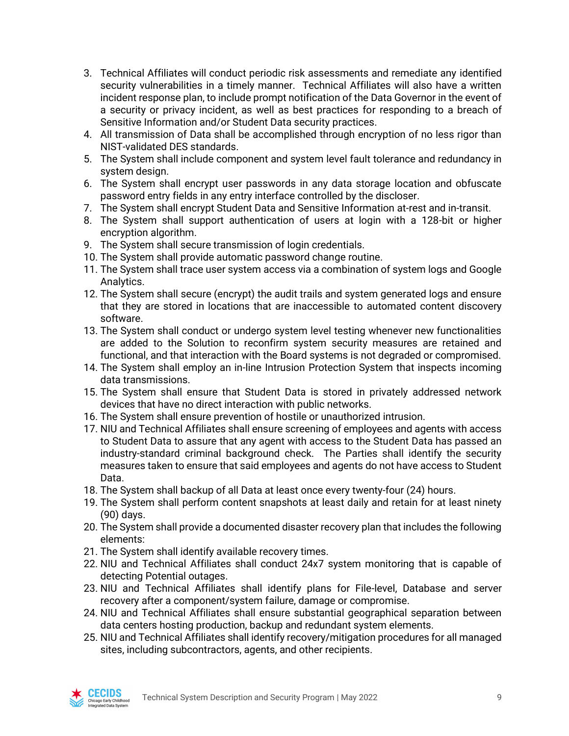3. Technical Affiliates will conduct periodic risk assessments and remediate any identified security vulnerabilities in a timely manner. Technical Affiliates will also have a written incident response plan, to include prompt notification of the Data Governor in the event of a security or privacy incident, as well as best practices for responding to a breach of Sensitive Information and/or Student Data security practices.
4. All transmission of Data shall be accomplished through encryption of no less rigor than NIST-validated DES standards.
5. The System shall include component and system level fault tolerance and redundancy in system design.
6. The System shall encrypt user passwords in any data storage location and obfuscate password entry fields in any entry interface controlled by the discloser.
7. The System shall encrypt Student Data and Sensitive Information at-rest and in-transit.
8. The System shall support authentication of users at login with a 128-bit or higher encryption algorithm.
9. The System shall secure transmission of login credentials.
10. The System shall provide automatic password change routine.
11. The System shall trace user system access via a combination of system logs and Google Analytics.
12. The System shall secure (encrypt) the audit trails and system generated logs and ensure that they are stored in locations that are inaccessible to automated content discovery software.
13. The System shall conduct or undergo system level testing whenever new functionalities are added to the Solution to reconfirm system security measures are retained and functional, and that interaction with the Board systems is not degraded or compromised.
14. The System shall employ an in-line Intrusion Protection System that inspects incoming data transmissions.
15. The System shall ensure that Student Data is stored in privately addressed network devices that have no direct interaction with public networks.
16. The System shall ensure prevention of hostile or unauthorized intrusion.
17. NIU and Technical Affiliates shall ensure screening of employees and agents with access to Student Data to assure that any agent with access to the Student Data has passed an industry-standard criminal background check. The Parties shall identify the security measures taken to ensure that said employees and agents do not have access to Student Data.
18. The System shall backup of all Data at least once every twenty-four (24) hours.
19. The System shall perform content snapshots at least daily and retain for at least ninety (90) days.
20. The System shall provide a documented disaster recovery plan that includes the following elements:
21. The System shall identify available recovery times.
22. NIU and Technical Affiliates shall conduct 24x7 system monitoring that is capable of detecting Potential outages.
23. NIU and Technical Affiliates shall identify plans for File-level, Database and server recovery after a component/system failure, damage or compromise.
24. NIU and Technical Affiliates shall ensure substantial geographical separation between data centers hosting production, backup and redundant system elements.
25. NIU and Technical Affiliates shall identify recovery/mitigation procedures for all managed sites, including subcontractors, agents, and other recipients.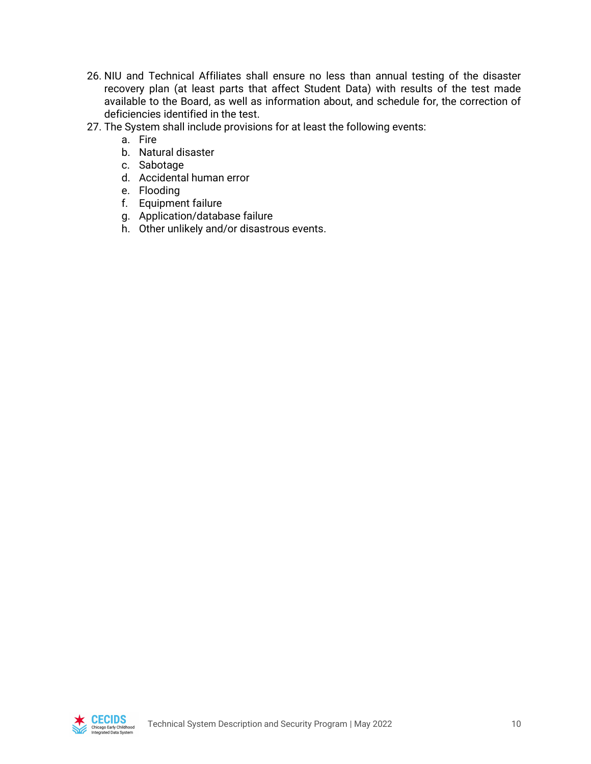26. NIU and Technical Affiliates shall ensure no less than annual testing of the disaster recovery plan (at least parts that affect Student Data) with results of the test made available to the Board, as well as information about, and schedule for, the correction of deficiencies identified in the test.
27. The System shall include provisions for at least the following events:
    a. Fire
    b. Natural disaster
    c. Sabotage
    d. Accidental human error
    e. Flooding
    f. Equipment failure
    g. Application/database failure
    h. Other unlikely and/or disastrous events.